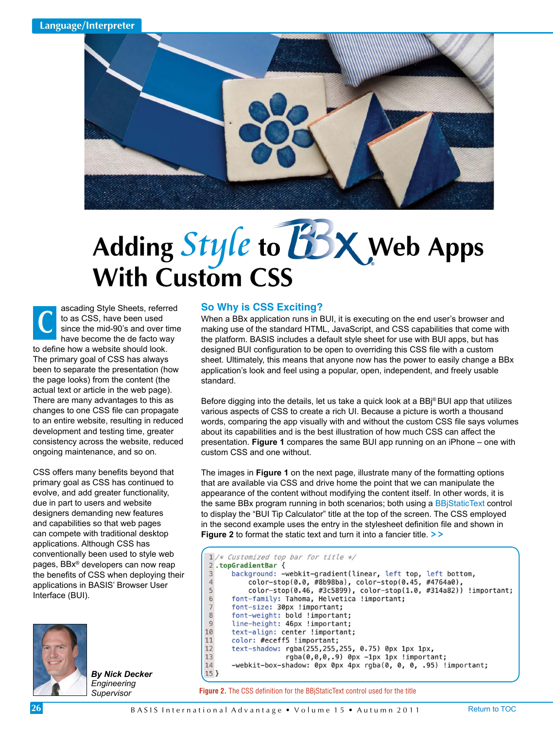# Adding Style to BBx Web Apps With Custom CSS

Cascading Style Sheets, referred to as CSS, have been used since the mid-90's and over time have become the de facto way to define how a website should look. The primary goal of CSS has always been to separate the presentation (how the page looks) from the content (the actual text or article in the web page). There are many advantages to this as changes to one CSS file can propagate to an entire website, resulting in reduced development and testing time, greater consistency across the website, reduced ongoing maintenance, and so on.

CSS offers many benefits beyond that primary goal as CSS has continued to evolve, and add greater functionality, due in part to users and website designers demanding new features and capabilities so that web pages can compete with traditional desktop applications. Although CSS has conventionally been used to style web pages, BBx® developers can now reap the benefits of CSS when deploying their applications in BASIS' Browser User Interface (BUI).

*By Nick Decker*
*Engineering Supervisor*

## So Why is CSS Exciting?

When a BBx application runs in BUI, it is executing on the end user's browser and making use of the standard HTML, JavaScript, and CSS capabilities that come with the platform. BASIS includes a default style sheet for use with BUI apps, but has designed BUI configuration to be open to overriding this CSS file with a custom sheet. Ultimately, this means that anyone now has the power to easily change a BBx application's look and feel using a popular, open, independent, and freely usable standard.

Before digging into the details, let us take a quick look at a BBj® BUI app that utilizes various aspects of CSS to create a rich UI. Because a picture is worth a thousand words, comparing the app visually with and without the custom CSS file says volumes about its capabilities and is the best illustration of how much CSS can affect the presentation. **Figure 1** compares the same BUI app running on an iPhone – one with custom CSS and one without.

The images in **Figure 1** on the next page, illustrate many of the formatting options that are available via CSS and drive home the point that we can manipulate the appearance of the content without modifying the content itself. In other words, it is the same BBx program running in both scenarios; both using a BBjStaticText control to display the "BUI Tip Calculator" title at the top of the screen. The CSS employed in the second example uses the entry in the stylesheet definition file and shown in **Figure 2** to format the static text and turn it into a fancier title. > >

```
1  /* Customized top bar for title */
2  .topGradientBar {
3      background: -webkit-gradient(linear, left top, left bottom,
4          color-stop(0.0, #8b98ba), color-stop(0.45, #4764a0),
5          color-stop(0.46, #3c5899), color-stop(1.0, #314a82)) !important;
6      font-family: Tahoma, Helvetica !important;
7      font-size: 30px !important;
8      font-weight: bold !important;
9      line-height: 46px !important;
10     text-align: center !important;
11     color: #eceff5 !important;
12     text-shadow: rgba(255,255,255, 0.75) 0px 1px 1px,
13                  rgba(0,0,0,.9) 0px -1px 1px !important;
14     -webkit-box-shadow: 0px 0px 4px rgba(0, 0, 0, .95) !important;
15 }
```

**Figure 2.** The CSS definition for the BBjStaticText control used for the title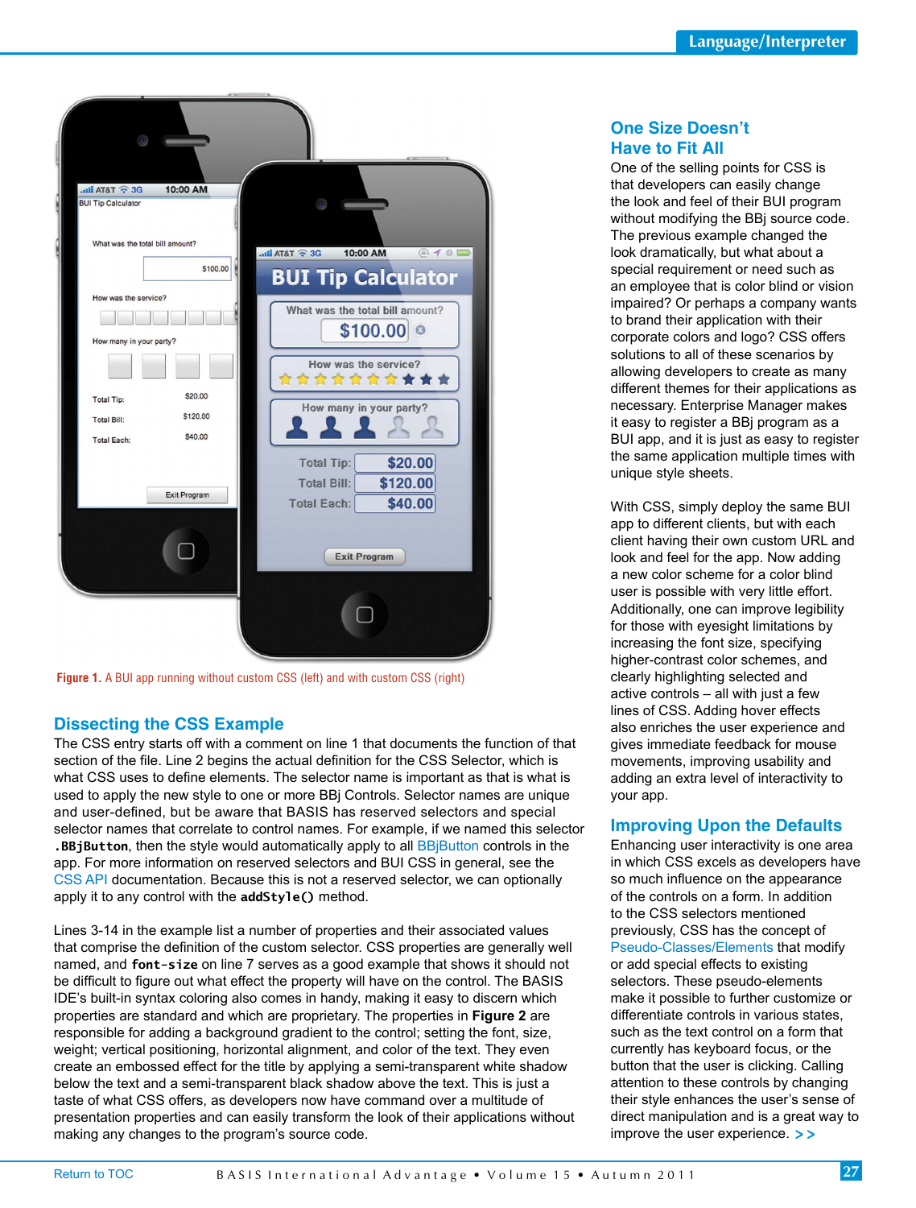Figure 1. A BUI app running without custom CSS (left) and with custom CSS (right)

## Dissecting the CSS Example

The CSS entry starts off with a comment on line 1 that documents the function of that section of the file. Line 2 begins the actual definition for the CSS Selector, which is what CSS uses to define elements. The selector name is important as that is what is used to apply the new style to one or more BBj Controls. Selector names are unique and user-defined, but be aware that BASIS has reserved selectors and special selector names that correlate to control names. For example, if we named this selector **.BBjButton**, then the style would automatically apply to all BBjButton controls in the app. For more information on reserved selectors and BUI CSS in general, see the CSS API documentation. Because this is not a reserved selector, we can optionally apply it to any control with the **addStyle()** method.

Lines 3-14 in the example list a number of properties and their associated values that comprise the definition of the custom selector. CSS properties are generally well named, and **font-size** on line 7 serves as a good example that shows it should not be difficult to figure out what effect the property will have on the control. The BASIS IDE's built-in syntax coloring also comes in handy, making it easy to discern which properties are standard and which are proprietary. The properties in **Figure 2** are responsible for adding a background gradient to the control; setting the font, size, weight; vertical positioning, horizontal alignment, and color of the text. They even create an embossed effect for the title by applying a semi-transparent white shadow below the text and a semi-transparent black shadow above the text. This is just a taste of what CSS offers, as developers now have command over a multitude of presentation properties and can easily transform the look of their applications without making any changes to the program's source code.

## One Size Doesn't Have to Fit All

One of the selling points for CSS is that developers can easily change the look and feel of their BUI program without modifying the BBj source code. The previous example changed the look dramatically, but what about a special requirement or need such as an employee that is color blind or vision impaired? Or perhaps a company wants to brand their application with their corporate colors and logo? CSS offers solutions to all of these scenarios by allowing developers to create as many different themes for their applications as necessary. Enterprise Manager makes it easy to register a BBj program as a BUI app, and it is just as easy to register the same application multiple times with unique style sheets.

With CSS, simply deploy the same BUI app to different clients, but with each client having their own custom URL and look and feel for the app. Now adding a new color scheme for a color blind user is possible with very little effort. Additionally, one can improve legibility for those with eyesight limitations by increasing the font size, specifying higher-contrast color schemes, and clearly highlighting selected and active controls – all with just a few lines of CSS. Adding hover effects also enriches the user experience and gives immediate feedback for mouse movements, improving usability and adding an extra level of interactivity to your app.

## Improving Upon the Defaults

Enhancing user interactivity is one area in which CSS excels as developers have so much influence on the appearance of the controls on a form. In addition to the CSS selectors mentioned previously, CSS has the concept of Pseudo-Classes/Elements that modify or add special effects to existing selectors. These pseudo-elements make it possible to further customize or differentiate controls in various states, such as the text control on a form that currently has keyboard focus, or the button that the user is clicking. Calling attention to these controls by changing their style enhances the user's sense of direct manipulation and is a great way to improve the user experience. > >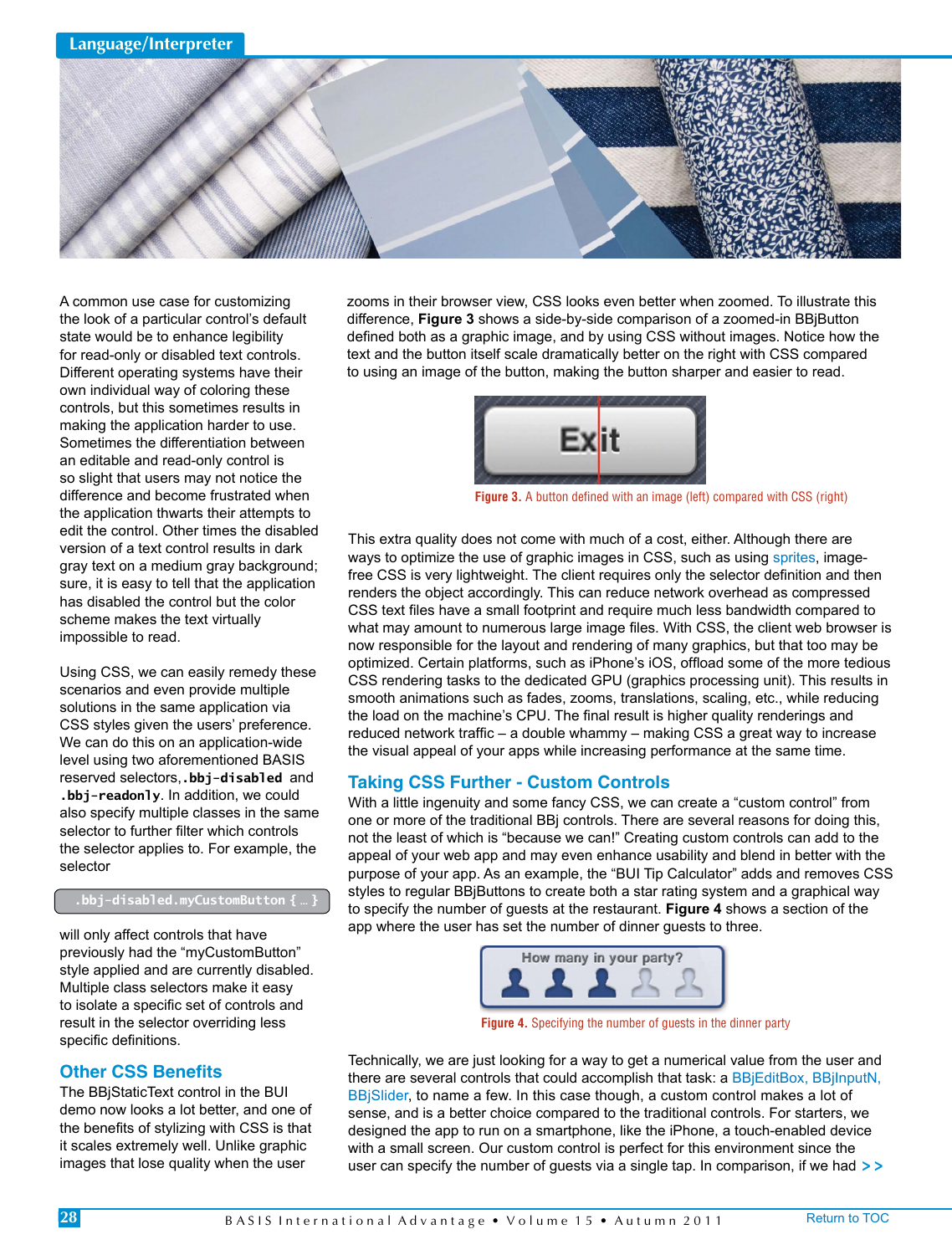A common use case for customizing the look of a particular control's default state would be to enhance legibility for read-only or disabled text controls. Different operating systems have their own individual way of coloring these controls, but this sometimes results in making the application harder to use. Sometimes the differentiation between an editable and read-only control is so slight that users may not notice the difference and become frustrated when the application thwarts their attempts to edit the control. Other times the disabled version of a text control results in dark gray text on a medium gray background; sure, it is easy to tell that the application has disabled the control but the color scheme makes the text virtually impossible to read.

Using CSS, we can easily remedy these scenarios and even provide multiple solutions in the same application via CSS styles given the users' preference. We can do this on an application-wide level using two aforementioned BASIS reserved selectors, **`.bbj-disabled`** and **`.bbj-readonly`**. In addition, we could also specify multiple classes in the same selector to further filter which controls the selector applies to. For example, the selector

```
.bbj-disabled.myCustomButton { … }
```

will only affect controls that have previously had the "myCustomButton" style applied and are currently disabled. Multiple class selectors make it easy to isolate a specific set of controls and result in the selector overriding less specific definitions.

## Other CSS Benefits

The BBjStaticText control in the BUI demo now looks a lot better, and one of the benefits of stylizing with CSS is that it scales extremely well. Unlike graphic images that lose quality when the user zooms in their browser view, CSS looks even better when zoomed. To illustrate this difference, **Figure 3** shows a side-by-side comparison of a zoomed-in BBjButton defined both as a graphic image, and by using CSS without images. Notice how the text and the button itself scale dramatically better on the right with CSS compared to using an image of the button, making the button sharper and easier to read.

**Figure 3.** A button defined with an image (left) compared with CSS (right)

This extra quality does not come with much of a cost, either. Although there are ways to optimize the use of graphic images in CSS, such as using sprites, image-free CSS is very lightweight. The client requires only the selector definition and then renders the object accordingly. This can reduce network overhead as compressed CSS text files have a small footprint and require much less bandwidth compared to what may amount to numerous large image files. With CSS, the client web browser is now responsible for the layout and rendering of many graphics, but that too may be optimized. Certain platforms, such as iPhone's iOS, offload some of the more tedious CSS rendering tasks to the dedicated GPU (graphics processing unit). This results in smooth animations such as fades, zooms, translations, scaling, etc., while reducing the load on the machine's CPU. The final result is higher quality renderings and reduced network traffic – a double whammy – making CSS a great way to increase the visual appeal of your apps while increasing performance at the same time.

## Taking CSS Further - Custom Controls

With a little ingenuity and some fancy CSS, we can create a "custom control" from one or more of the traditional BBj controls. There are several reasons for doing this, not the least of which is "because we can!" Creating custom controls can add to the appeal of your web app and may even enhance usability and blend in better with the purpose of your app. As an example, the "BUI Tip Calculator" adds and removes CSS styles to regular BBjButtons to create both a star rating system and a graphical way to specify the number of guests at the restaurant. **Figure 4** shows a section of the app where the user has set the number of dinner guests to three.

**Figure 4.** Specifying the number of guests in the dinner party

Technically, we are just looking for a way to get a numerical value from the user and there are several controls that could accomplish that task: a BBjEditBox, BBjInputN, BBjSlider, to name a few. In this case though, a custom control makes a lot of sense, and is a better choice compared to the traditional controls. For starters, we designed the app to run on a smartphone, like the iPhone, a touch-enabled device with a small screen. Our custom control is perfect for this environment since the user can specify the number of guests via a single tap. In comparison, if we had > >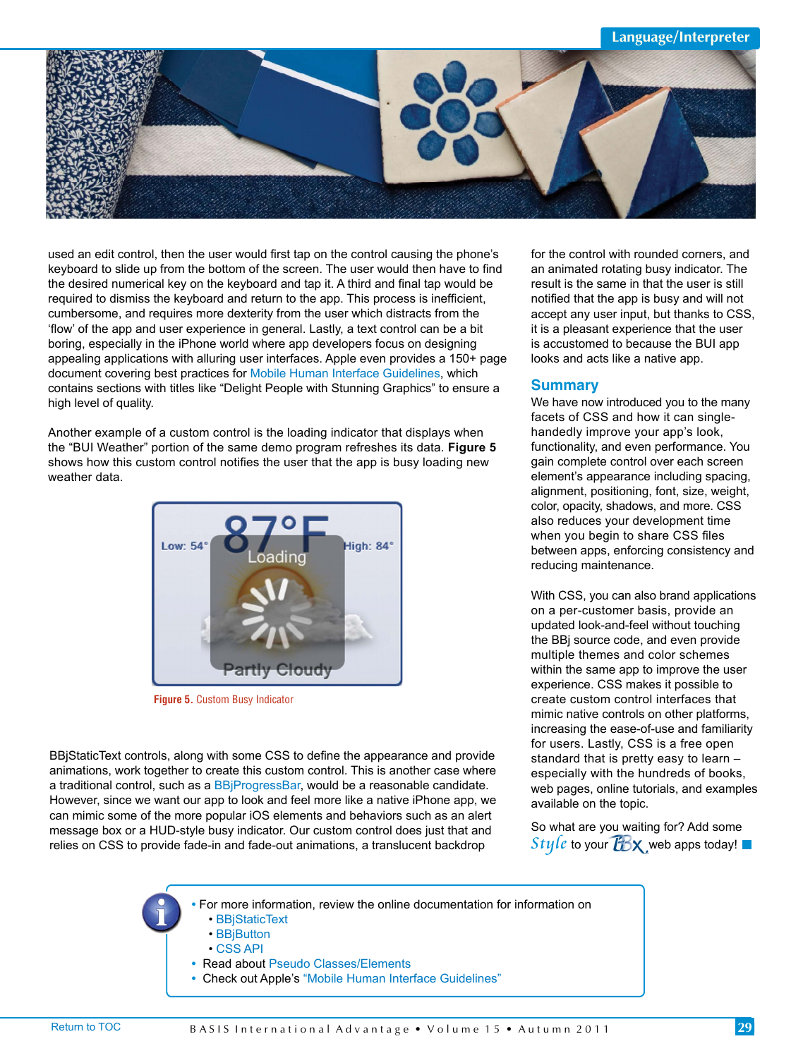used an edit control, then the user would first tap on the control causing the phone's keyboard to slide up from the bottom of the screen. The user would then have to find the desired numerical key on the keyboard and tap it. A third and final tap would be required to dismiss the keyboard and return to the app. This process is inefficient, cumbersome, and requires more dexterity from the user which distracts from the 'flow' of the app and user experience in general. Lastly, a text control can be a bit boring, especially in the iPhone world where app developers focus on designing appealing applications with alluring user interfaces. Apple even provides a 150+ page document covering best practices for Mobile Human Interface Guidelines, which contains sections with titles like "Delight People with Stunning Graphics" to ensure a high level of quality.

Another example of a custom control is the loading indicator that displays when the "BUI Weather" portion of the same demo program refreshes its data. **Figure 5** shows how this custom control notifies the user that the app is busy loading new weather data.

**Figure 5.** Custom Busy Indicator

BBjStaticText controls, along with some CSS to define the appearance and provide animations, work together to create this custom control. This is another case where a traditional control, such as a BBjProgressBar, would be a reasonable candidate. However, since we want our app to look and feel more like a native iPhone app, we can mimic some of the more popular iOS elements and behaviors such as an alert message box or a HUD-style busy indicator. Our custom control does just that and relies on CSS to provide fade-in and fade-out animations, a translucent backdrop for the control with rounded corners, and an animated rotating busy indicator. The result is the same in that the user is still notified that the app is busy and will not accept any user input, but thanks to CSS, it is a pleasant experience that the user is accustomed to because the BUI app looks and acts like a native app.

## Summary

We have now introduced you to the many facets of CSS and how it can single-handedly improve your app's look, functionality, and even performance. You gain complete control over each screen element's appearance including spacing, alignment, positioning, font, size, weight, color, opacity, shadows, and more. CSS also reduces your development time when you begin to share CSS files between apps, enforcing consistency and reducing maintenance.

With CSS, you can also brand applications on a per-customer basis, provide an updated look-and-feel without touching the BBj source code, and even provide multiple themes and color schemes within the same app to improve the user experience. CSS makes it possible to create custom control interfaces that mimic native controls on other platforms, increasing the ease-of-use and familiarity for users. Lastly, CSS is a free open standard that is pretty easy to learn – especially with the hundreds of books, web pages, online tutorials, and examples available on the topic.

So what are you waiting for? Add some *Style* to your BBx web apps today!

- For more information, review the online documentation for information on
  - BBjStaticText
  - BBjButton
  - CSS API
- Read about Pseudo Classes/Elements
- Check out Apple's "Mobile Human Interface Guidelines"